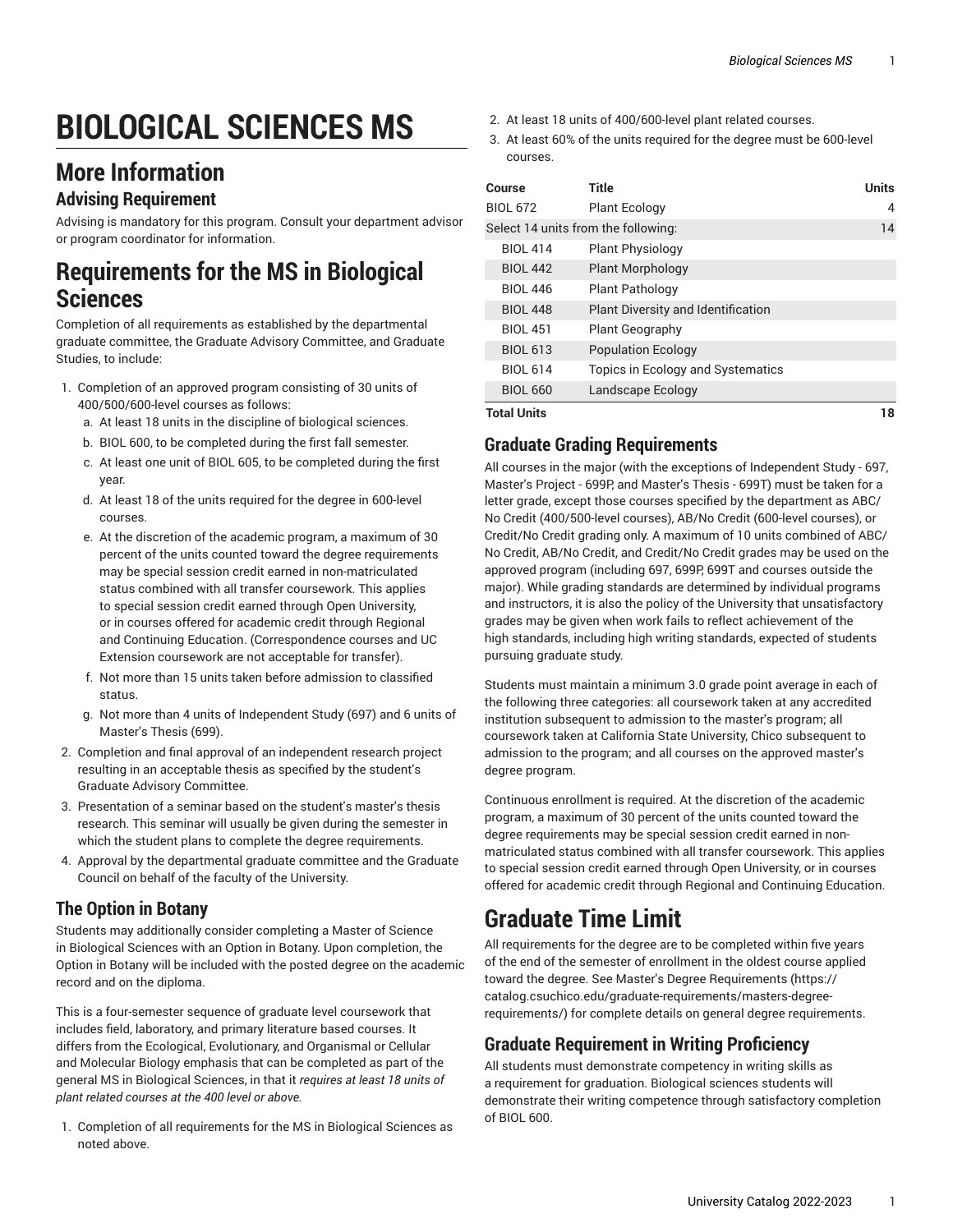# BIOLOGICAL SCIENCES MS

## More Information

### Advising Requirement

Advising is mandatory for this program. Consult your department advisor or program coordinator for information.

## Requirements for the MS in Biological Sciences

Completion of all requirements as established by the departmental graduate committee, the Graduate Advisory Committee, and Graduate Studies, to include:

1. Completion of an approved program consisting of 30 units of 400/500/600-level courses as follows:
   a. At least 18 units in the discipline of biological sciences.
   b. BIOL 600, to be completed during the first fall semester.
   c. At least one unit of BIOL 605, to be completed during the first year.
   d. At least 18 of the units required for the degree in 600-level courses.
   e. At the discretion of the academic program, a maximum of 30 percent of the units counted toward the degree requirements may be special session credit earned in non-matriculated status combined with all transfer coursework. This applies to special session credit earned through Open University, or in courses offered for academic credit through Regional and Continuing Education. (Correspondence courses and UC Extension coursework are not acceptable for transfer).
   f. Not more than 15 units taken before admission to classified status.
   g. Not more than 4 units of Independent Study (697) and 6 units of Master's Thesis (699).
2. Completion and final approval of an independent research project resulting in an acceptable thesis as specified by the student's Graduate Advisory Committee.
3. Presentation of a seminar based on the student's master's thesis research. This seminar will usually be given during the semester in which the student plans to complete the degree requirements.
4. Approval by the departmental graduate committee and the Graduate Council on behalf of the faculty of the University.

### The Option in Botany

Students may additionally consider completing a Master of Science in Biological Sciences with an Option in Botany. Upon completion, the Option in Botany will be included with the posted degree on the academic record and on the diploma.

This is a four-semester sequence of graduate level coursework that includes field, laboratory, and primary literature based courses. It differs from the Ecological, Evolutionary, and Organismal or Cellular and Molecular Biology emphasis that can be completed as part of the general MS in Biological Sciences, in that it *requires at least 18 units of plant related courses at the 400 level or above.*

1. Completion of all requirements for the MS in Biological Sciences as noted above.
2. At least 18 units of 400/600-level plant related courses.
3. At least 60% of the units required for the degree must be 600-level courses.

| Course | Title | Units |
|---|---|---|
| BIOL 672 | Plant Ecology | 4 |
| Select 14 units from the following: | | 14 |
| BIOL 414 | Plant Physiology | |
| BIOL 442 | Plant Morphology | |
| BIOL 446 | Plant Pathology | |
| BIOL 448 | Plant Diversity and Identification | |
| BIOL 451 | Plant Geography | |
| BIOL 613 | Population Ecology | |
| BIOL 614 | Topics in Ecology and Systematics | |
| BIOL 660 | Landscape Ecology | |
| **Total Units** | | **18** |

### Graduate Grading Requirements

All courses in the major (with the exceptions of Independent Study - 697, Master's Project - 699P, and Master's Thesis - 699T) must be taken for a letter grade, except those courses specified by the department as ABC/No Credit (400/500-level courses), AB/No Credit (600-level courses), or Credit/No Credit grading only. A maximum of 10 units combined of ABC/No Credit, AB/No Credit, and Credit/No Credit grades may be used on the approved program (including 697, 699P, 699T and courses outside the major). While grading standards are determined by individual programs and instructors, it is also the policy of the University that unsatisfactory grades may be given when work fails to reflect achievement of the high standards, including high writing standards, expected of students pursuing graduate study.

Students must maintain a minimum 3.0 grade point average in each of the following three categories: all coursework taken at any accredited institution subsequent to admission to the master's program; all coursework taken at California State University, Chico subsequent to admission to the program; and all courses on the approved master's degree program.

Continuous enrollment is required. At the discretion of the academic program, a maximum of 30 percent of the units counted toward the degree requirements may be special session credit earned in non-matriculated status combined with all transfer coursework. This applies to special session credit earned through Open University, or in courses offered for academic credit through Regional and Continuing Education.

## Graduate Time Limit

All requirements for the degree are to be completed within five years of the end of the semester of enrollment in the oldest course applied toward the degree. See Master's Degree Requirements (https://catalog.csuchico.edu/graduate-requirements/masters-degree-requirements/) for complete details on general degree requirements.

### Graduate Requirement in Writing Proficiency

All students must demonstrate competency in writing skills as a requirement for graduation. Biological sciences students will demonstrate their writing competence through satisfactory completion of BIOL 600.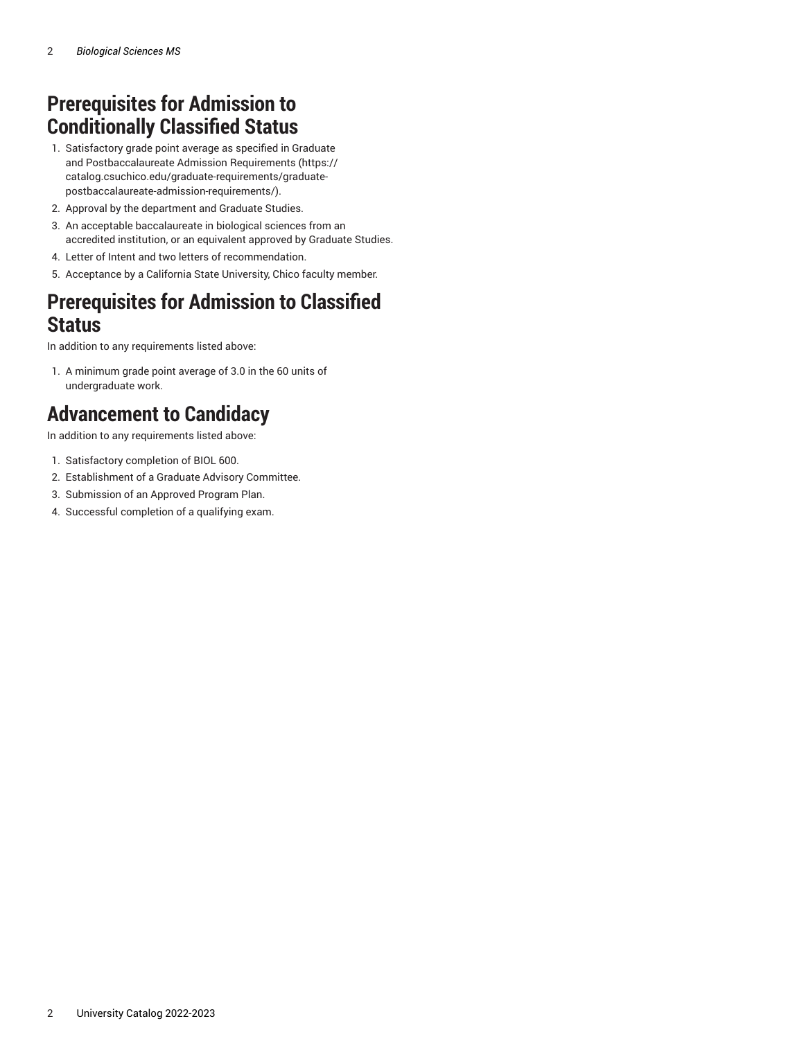## Prerequisites for Admission to Conditionally Classified Status

1. Satisfactory grade point average as specified in Graduate and Postbaccalaureate Admission Requirements (https://catalog.csuchico.edu/graduate-requirements/graduate-postbaccalaureate-admission-requirements/).
2. Approval by the department and Graduate Studies.
3. An acceptable baccalaureate in biological sciences from an accredited institution, or an equivalent approved by Graduate Studies.
4. Letter of Intent and two letters of recommendation.
5. Acceptance by a California State University, Chico faculty member.

## Prerequisites for Admission to Classified Status

In addition to any requirements listed above:

1. A minimum grade point average of 3.0 in the 60 units of undergraduate work.

## Advancement to Candidacy

In addition to any requirements listed above:

1. Satisfactory completion of BIOL 600.
2. Establishment of a Graduate Advisory Committee.
3. Submission of an Approved Program Plan.
4. Successful completion of a qualifying exam.